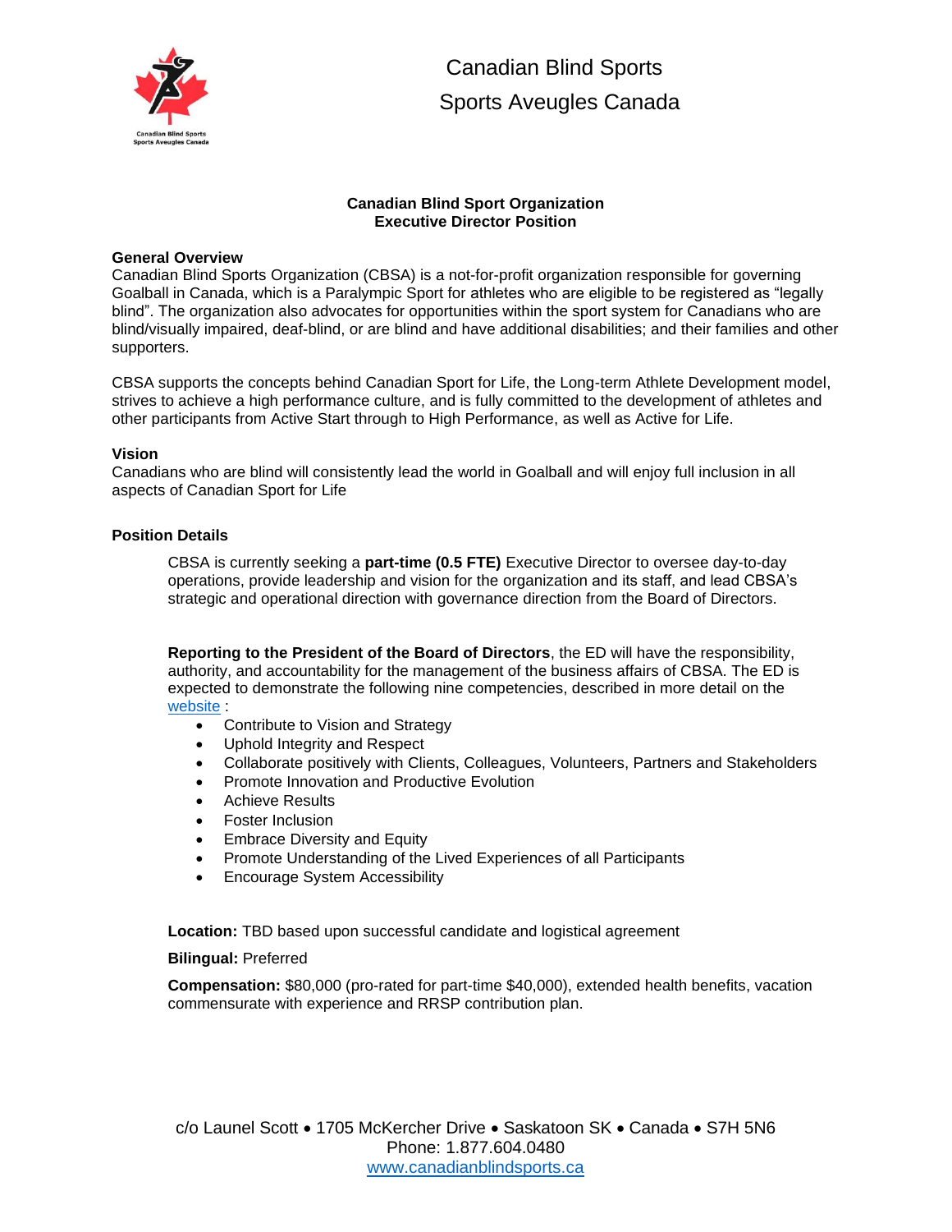# Canadian Blind Sports
# Sports Aveugles Canada

**Canadian Blind Sport Organization**
**Executive Director Position**

**General Overview**

Canadian Blind Sports Organization (CBSA) is a not-for-profit organization responsible for governing Goalball in Canada, which is a Paralympic Sport for athletes who are eligible to be registered as "legally blind". The organization also advocates for opportunities within the sport system for Canadians who are blind/visually impaired, deaf-blind, or are blind and have additional disabilities; and their families and other supporters.

CBSA supports the concepts behind Canadian Sport for Life, the Long-term Athlete Development model, strives to achieve a high performance culture, and is fully committed to the development of athletes and other participants from Active Start through to High Performance, as well as Active for Life.

**Vision**

Canadians who are blind will consistently lead the world in Goalball and will enjoy full inclusion in all aspects of Canadian Sport for Life

**Position Details**

CBSA is currently seeking a **part-time (0.5 FTE)** Executive Director to oversee day-to-day operations, provide leadership and vision for the organization and its staff, and lead CBSA's strategic and operational direction with governance direction from the Board of Directors.

**Reporting to the President of the Board of Directors**, the ED will have the responsibility, authority, and accountability for the management of the business affairs of CBSA. The ED is expected to demonstrate the following nine competencies, described in more detail on the website :

- Contribute to Vision and Strategy
- Uphold Integrity and Respect
- Collaborate positively with Clients, Colleagues, Volunteers, Partners and Stakeholders
- Promote Innovation and Productive Evolution
- Achieve Results
- Foster Inclusion
- Embrace Diversity and Equity
- Promote Understanding of the Lived Experiences of all Participants
- Encourage System Accessibility

**Location:** TBD based upon successful candidate and logistical agreement

**Bilingual:** Preferred

**Compensation:** $80,000 (pro-rated for part-time $40,000), extended health benefits, vacation commensurate with experience and RRSP contribution plan.

c/o Launel Scott • 1705 McKercher Drive • Saskatoon SK • Canada • S7H 5N6
Phone: 1.877.604.0480
www.canadianblindsports.ca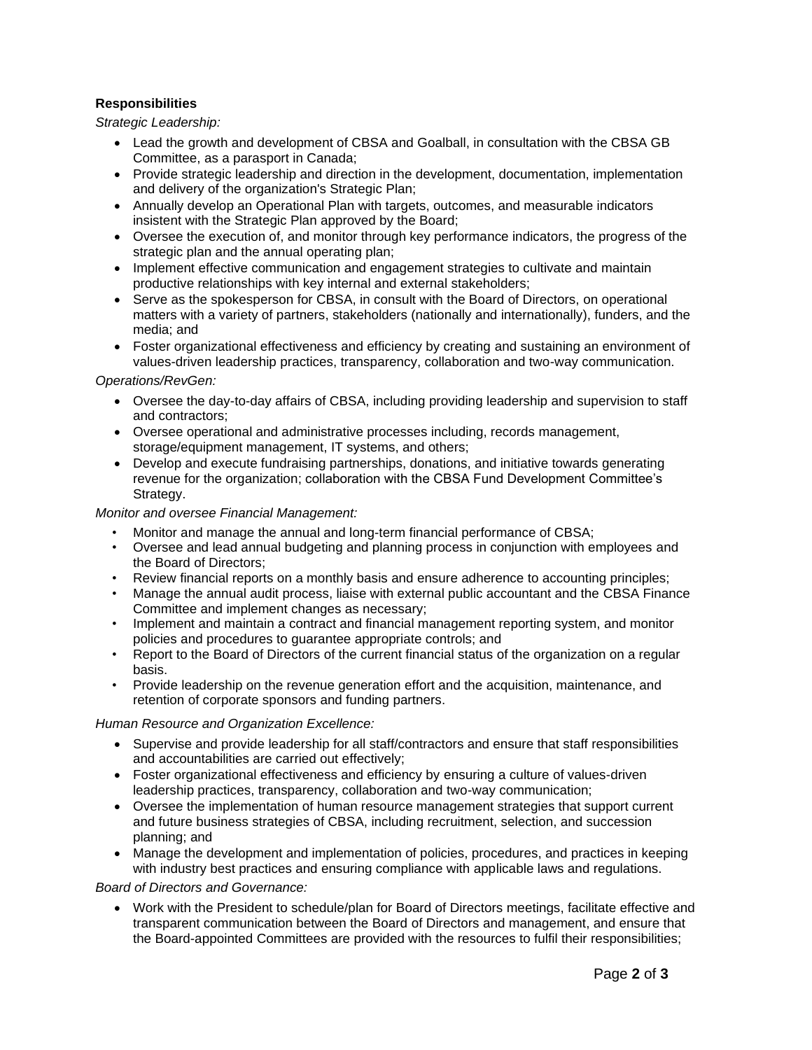**Responsibilities**

*Strategic Leadership:*

- Lead the growth and development of CBSA and Goalball, in consultation with the CBSA GB Committee, as a parasport in Canada;
- Provide strategic leadership and direction in the development, documentation, implementation and delivery of the organization's Strategic Plan;
- Annually develop an Operational Plan with targets, outcomes, and measurable indicators insistent with the Strategic Plan approved by the Board;
- Oversee the execution of, and monitor through key performance indicators, the progress of the strategic plan and the annual operating plan;
- Implement effective communication and engagement strategies to cultivate and maintain productive relationships with key internal and external stakeholders;
- Serve as the spokesperson for CBSA, in consult with the Board of Directors, on operational matters with a variety of partners, stakeholders (nationally and internationally), funders, and the media; and
- Foster organizational effectiveness and efficiency by creating and sustaining an environment of values-driven leadership practices, transparency, collaboration and two-way communication.

*Operations/RevGen:*

- Oversee the day-to-day affairs of CBSA, including providing leadership and supervision to staff and contractors;
- Oversee operational and administrative processes including, records management, storage/equipment management, IT systems, and others;
- Develop and execute fundraising partnerships, donations, and initiative towards generating revenue for the organization; collaboration with the CBSA Fund Development Committee's Strategy.

*Monitor and oversee Financial Management:*

- Monitor and manage the annual and long-term financial performance of CBSA;
- Oversee and lead annual budgeting and planning process in conjunction with employees and the Board of Directors;
- Review financial reports on a monthly basis and ensure adherence to accounting principles;
- Manage the annual audit process, liaise with external public accountant and the CBSA Finance Committee and implement changes as necessary;
- Implement and maintain a contract and financial management reporting system, and monitor policies and procedures to guarantee appropriate controls; and
- Report to the Board of Directors of the current financial status of the organization on a regular basis.
- Provide leadership on the revenue generation effort and the acquisition, maintenance, and retention of corporate sponsors and funding partners.

*Human Resource and Organization Excellence:*

- Supervise and provide leadership for all staff/contractors and ensure that staff responsibilities and accountabilities are carried out effectively;
- Foster organizational effectiveness and efficiency by ensuring a culture of values-driven leadership practices, transparency, collaboration and two-way communication;
- Oversee the implementation of human resource management strategies that support current and future business strategies of CBSA, including recruitment, selection, and succession planning; and
- Manage the development and implementation of policies, procedures, and practices in keeping with industry best practices and ensuring compliance with applicable laws and regulations.

*Board of Directors and Governance:*

- Work with the President to schedule/plan for Board of Directors meetings, facilitate effective and transparent communication between the Board of Directors and management, and ensure that the Board-appointed Committees are provided with the resources to fulfil their responsibilities;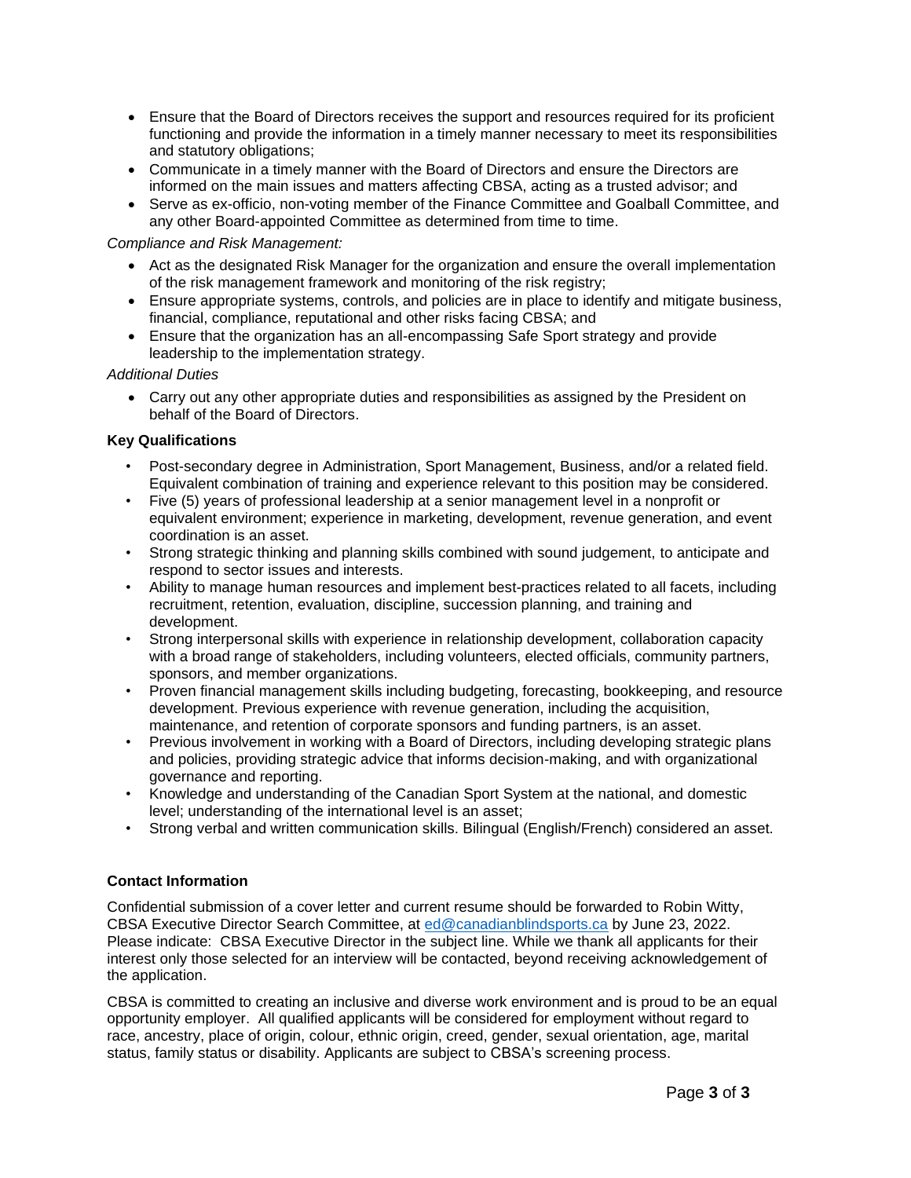- Ensure that the Board of Directors receives the support and resources required for its proficient functioning and provide the information in a timely manner necessary to meet its responsibilities and statutory obligations;
- Communicate in a timely manner with the Board of Directors and ensure the Directors are informed on the main issues and matters affecting CBSA, acting as a trusted advisor; and
- Serve as ex-officio, non-voting member of the Finance Committee and Goalball Committee, and any other Board-appointed Committee as determined from time to time.

*Compliance and Risk Management:*

- Act as the designated Risk Manager for the organization and ensure the overall implementation of the risk management framework and monitoring of the risk registry;
- Ensure appropriate systems, controls, and policies are in place to identify and mitigate business, financial, compliance, reputational and other risks facing CBSA; and
- Ensure that the organization has an all-encompassing Safe Sport strategy and provide leadership to the implementation strategy.

*Additional Duties*

- Carry out any other appropriate duties and responsibilities as assigned by the President on behalf of the Board of Directors.

**Key Qualifications**

- Post-secondary degree in Administration, Sport Management, Business, and/or a related field. Equivalent combination of training and experience relevant to this position may be considered.
- Five (5) years of professional leadership at a senior management level in a nonprofit or equivalent environment; experience in marketing, development, revenue generation, and event coordination is an asset.
- Strong strategic thinking and planning skills combined with sound judgement, to anticipate and respond to sector issues and interests.
- Ability to manage human resources and implement best-practices related to all facets, including recruitment, retention, evaluation, discipline, succession planning, and training and development.
- Strong interpersonal skills with experience in relationship development, collaboration capacity with a broad range of stakeholders, including volunteers, elected officials, community partners, sponsors, and member organizations.
- Proven financial management skills including budgeting, forecasting, bookkeeping, and resource development. Previous experience with revenue generation, including the acquisition, maintenance, and retention of corporate sponsors and funding partners, is an asset.
- Previous involvement in working with a Board of Directors, including developing strategic plans and policies, providing strategic advice that informs decision-making, and with organizational governance and reporting.
- Knowledge and understanding of the Canadian Sport System at the national, and domestic level; understanding of the international level is an asset;
- Strong verbal and written communication skills. Bilingual (English/French) considered an asset.

**Contact Information**

Confidential submission of a cover letter and current resume should be forwarded to Robin Witty, CBSA Executive Director Search Committee, at ed@canadianblindsports.ca by June 23, 2022. Please indicate: CBSA Executive Director in the subject line. While we thank all applicants for their interest only those selected for an interview will be contacted, beyond receiving acknowledgement of the application.

CBSA is committed to creating an inclusive and diverse work environment and is proud to be an equal opportunity employer. All qualified applicants will be considered for employment without regard to race, ancestry, place of origin, colour, ethnic origin, creed, gender, sexual orientation, age, marital status, family status or disability. Applicants are subject to CBSA's screening process.